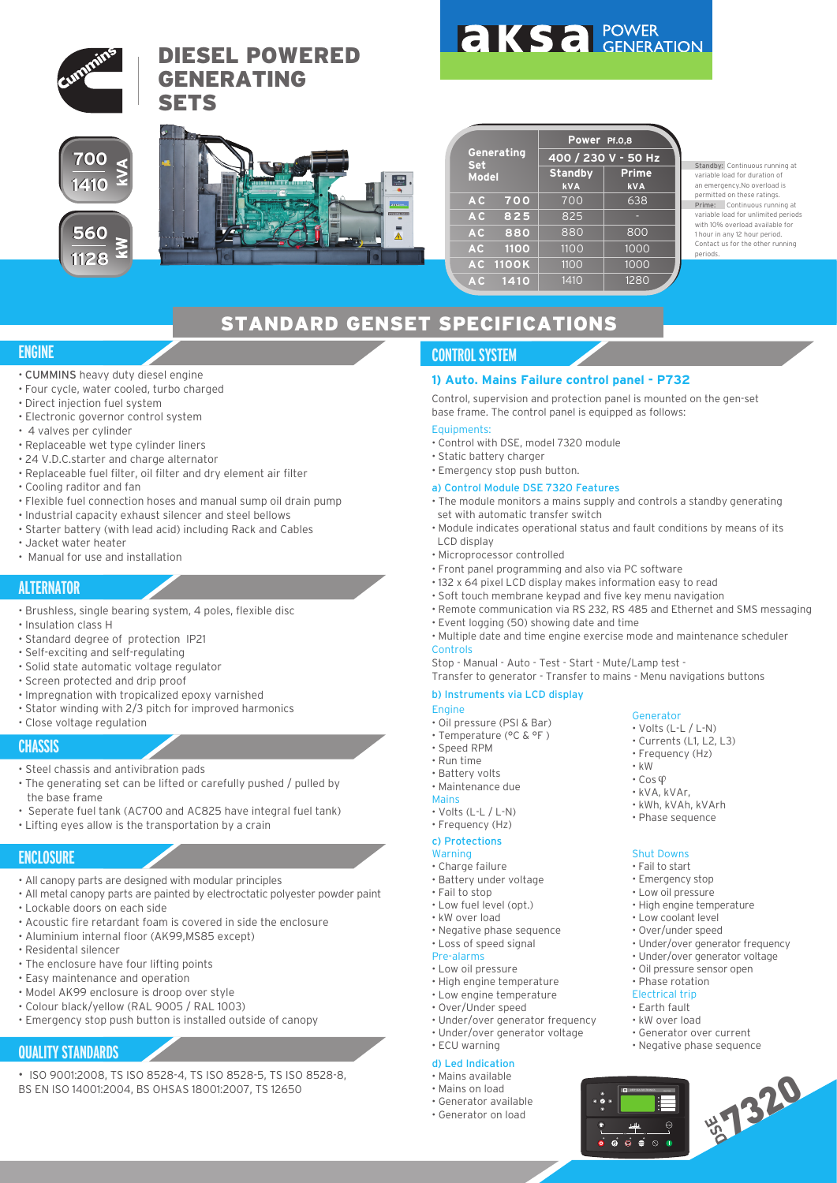# DIESEL POWERED GENERATING SETS

**aksa** POWER GENERATION

700 - 1410 kVA

560 - 1128 kW

| Generating Set Model | Power Pf.0,8 | |
|---|---|---|
| | 400 / 230 V - 50 Hz | |
| | Standby kVA | Prime kVA |
| AC 700 | 700 | 638 |
| AC 825 | 825 | - |
| AC 880 | 880 | 800 |
| AC 1100 | 1100 | 1000 |
| AC 1100K | 1100 | 1000 |
| AC 1410 | 1410 | 1280 |

Standby: Continuous running at variable load for duration of an emergency.No overload is permitted on these ratings.
Prime: Continuous running at variable load for unlimited periods with 10% overload available for 1 hour in any 12 hour period. Contact us for the other running periods.

# STANDARD GENSET SPECIFICATIONS

## ENGINE

- CUMMINS heavy duty diesel engine
- Four cycle, water cooled, turbo charged
- Direct injection fuel system
- Electronic governor control system
- 4 valves per cylinder
- Replaceable wet type cylinder liners
- 24 V.D.C.starter and charge alternator
- Replaceable fuel filter, oil filter and dry element air filter
- Cooling raditor and fan
- Flexible fuel connection hoses and manual sump oil drain pump
- Industrial capacity exhaust silencer and steel bellows
- Starter battery (with lead acid) including Rack and Cables
- Jacket water heater
- Manual for use and installation

## ALTERNATOR

- Brushless, single bearing system, 4 poles, flexible disc
- Insulation class H
- Standard degree of protection IP21
- Self-exciting and self-regulating
- Solid state automatic voltage regulator
- Screen protected and drip proof
- Impregnation with tropicalized epoxy varnished
- Stator winding with 2/3 pitch for improved harmonics
- Close voltage regulation

## CHASSIS

- Steel chassis and antivibration pads
- The generating set can be lifted or carefully pushed / pulled by the base frame
- Seperate fuel tank (AC700 and AC825 have integral fuel tank)
- Lifting eyes allow is the transportation by a crain

## ENCLOSURE

- All canopy parts are designed with modular principles
- All metal canopy parts are painted by electroctatic polyester powder paint
- Lockable doors on each side
- Acoustic fire retardant foam is covered in side the enclosure
- Aluminium internal floor (AK99,MS85 except)
- Residental silencer
- The enclosure have four lifting points
- Easy maintenance and operation
- Model AK99 enclosure is droop over style
- Colour black/yellow (RAL 9005 / RAL 1003)
- Emergency stop push button is installed outside of canopy

## QUALITY STANDARDS

- ISO 9001:2008, TS ISO 8528-4, TS ISO 8528-5, TS ISO 8528-8, BS EN ISO 14001:2004, BS OHSAS 18001:2007, TS 12650

## CONTROL SYSTEM

### 1) Auto. Mains Failure control panel - P732

Control, supervision and protection panel is mounted on the gen-set base frame. The control panel is equipped as follows:

Equipments:

- Control with DSE, model 7320 module
- Static battery charger
- Emergency stop push button.

#### a) Control Module DSE 7320 Features

- The module monitors a mains supply and controls a standby generating set with automatic transfer switch
- Module indicates operational status and fault conditions by means of its LCD display
- Microprocessor controlled
- Front panel programming and also via PC software
- 132 x 64 pixel LCD display makes information easy to read
- Soft touch membrane keypad and five key menu navigation
- Remote communication via RS 232, RS 485 and Ethernet and SMS messaging
- Event logging (50) showing date and time
- Multiple date and time engine exercise mode and maintenance scheduler

Controls

Stop - Manual - Auto - Test - Start - Mute/Lamp test - Transfer to generator - Transfer to mains - Menu navigations buttons

#### b) Instruments via LCD display

Engine

- Oil pressure (PSI & Bar)
- Temperature (°C & °F )
- Speed RPM
- Run time
- Battery volts
- Maintenance due

Mains

- Volts (L-L / L-N)
- Frequency (Hz)

Generator

- Volts (L-L / L-N)
- Currents (L1, L2, L3)
- Frequency (Hz)
- kW
- Cos φ
- kVA, kVAr,
- kWh, kVAh, kVArh
- Phase sequence

#### c) Protections

Warning

- Charge failure
- Battery under voltage
- Fail to stop
- Low fuel level (opt.)
- kW over load
- Negative phase sequence
- Loss of speed signal

Pre-alarms

- Low oil pressure
- High engine temperature
- Low engine temperature
- Over/Under speed
- Under/over generator frequency
- Under/over generator voltage
- ECU warning

Shut Downs

- Fail to start
- Emergency stop
- Low oil pressure
- High engine temperature
- Low coolant level
- Over/under speed
- Under/over generator frequency
- Under/over generator voltage
- Oil pressure sensor open
- Phase rotation

Electrical trip

- Earth fault
- kW over load
- Generator over current
- Negative phase sequence

#### d) Led Indication

- Mains available
- Mains on load
- Generator available
- Generator on load

DSE 7320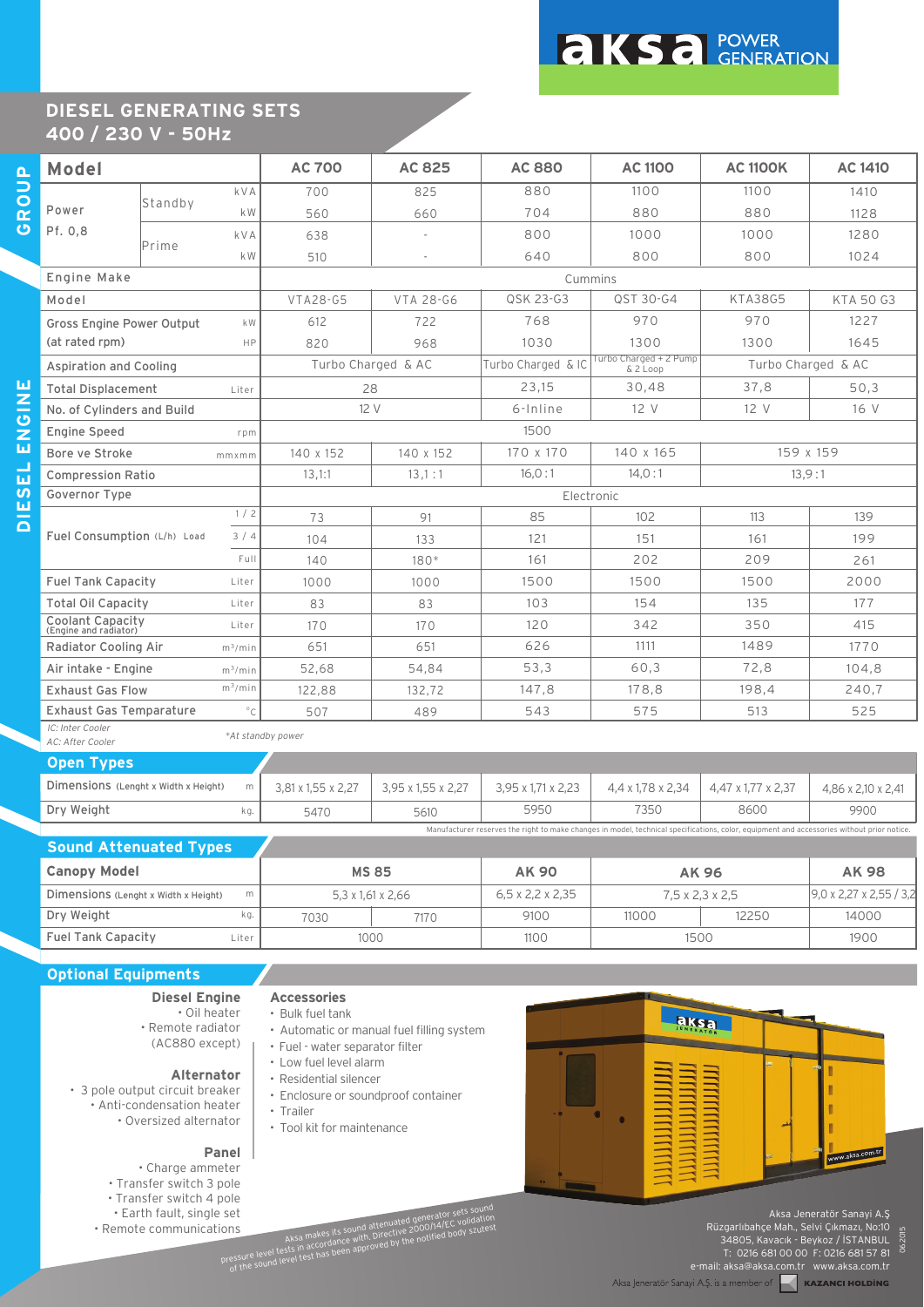# DIESEL GENERATING SETS
## 400 / 230 V - 50Hz

GROUP

DIESEL ENGINE

| Model | | | AC 700 | AC 825 | AC 880 | AC 1100 | AC 1100K | AC 1410 |
|---|---|---|---|---|---|---|---|---|
| Power Pf. 0,8 | Standby | kVA | 700 | 825 | 880 | 1100 | 1100 | 1410 |
| | | kW | 560 | 660 | 704 | 880 | 880 | 1128 |
| | Prime | kVA | 638 | - | 800 | 1000 | 1000 | 1280 |
| | | kW | 510 | - | 640 | 800 | 800 | 1024 |
| Engine Make | | | Cummins | | | | | |
| Model | | | VTA28-G5 | VTA 28-G6 | QSK 23-G3 | QST 30-G4 | KTA38G5 | KTA 50 G3 |
| Gross Engine Power Output (at rated rpm) | | kW | 612 | 722 | 768 | 970 | 970 | 1227 |
| | | HP | 820 | 968 | 1030 | 1300 | 1300 | 1645 |
| Aspiration and Cooling | | | Turbo Charged & AC | | Turbo Charged & IC | Turbo Charged + 2 Pump & 2 Loop | Turbo Charged & AC | |
| Total Displacement | | Liter | 28 | | 23,15 | 30,48 | 37,8 | 50,3 |
| No. of Cylinders and Build | | | 12 V | | 6-Inline | 12 V | 12 V | 16 V |
| Engine Speed | | rpm | 1500 | | | | | |
| Bore ve Stroke | | mmxmm | 140 x 152 | 140 x 152 | 170 x 170 | 140 x 165 | 159 x 159 | |
| Compression Ratio | | | 13,1:1 | 13,1 : 1 | 16,0 : 1 | 14,0 : 1 | 13,9 : 1 | |
| Governor Type | | | Electronic | | | | | |
| Fuel Consumption (L/h) Load | | 1 / 2 | 73 | 91 | 85 | 102 | 113 | 139 |
| | | 3 / 4 | 104 | 133 | 121 | 151 | 161 | 199 |
| | | Full | 140 | 180* | 161 | 202 | 209 | 261 |
| Fuel Tank Capacity | | Liter | 1000 | 1000 | 1500 | 1500 | 1500 | 2000 |
| Total Oil Capacity | | Liter | 83 | 83 | 103 | 154 | 135 | 177 |
| Coolant Capacity (Engine and radiator) | | Liter | 170 | 170 | 120 | 342 | 350 | 415 |
| Radiator Cooling Air | | $m^3$/min | 651 | 651 | 626 | 1111 | 1489 | 1770 |
| Air intake - Engine | | $m^3$/min | 52,68 | 54,84 | 53,3 | 60,3 | 72,8 | 104,8 |
| Exhaust Gas Flow | | $m^3$/min | 122,88 | 132,72 | 147,8 | 178,8 | 198,4 | 240,7 |
| Exhaust Gas Temparature | | °C | 507 | 489 | 543 | 575 | 513 | 525 |

*IC: Inter Cooler*
*AC: After Cooler*

*\*At standby power*

## Open Types

| | | AC 700 | AC 825 | AC 880 | AC 1100 | AC 1100K | AC 1410 |
|---|---|---|---|---|---|---|---|
| Dimensions (Lenght x Width x Height) | m | 3,81 x 1,55 x 2,27 | 3,95 x 1,55 x 2,27 | 3,95 x 1,71 x 2,23 | 4,4 x 1,78 x 2,34 | 4,47 x 1,77 x 2,37 | 4,86 x 2,10 x 2,41 |
| Dry Weight | kg. | 5470 | 5610 | 5950 | 7350 | 8600 | 9900 |

Manufacturer reserves the right to make changes in model, technical specifications, color, equipment and accessories without prior notice.

## Sound Attenuated Types

| Canopy Model | | MS 85 | | AK 90 | AK 96 | | AK 98 |
|---|---|---|---|---|---|---|---|
| Dimensions (Lenght x Width x Height) | m | 5,3 x 1,61 x 2,66 | | 6,5 x 2,2 x 2,35 | 7,5 x 2,3 x 2,5 | | 9,0 x 2,27 x 2,55 / 3,2 |
| Dry Weight | kg. | 7030 | 7170 | 9100 | 11000 | 12250 | 14000 |
| Fuel Tank Capacity | Liter | 1000 | | 1100 | 1500 | | 1900 |

## Optional Equipments

**Diesel Engine**
- Oil heater
- Remote radiator (AC880 except)

**Alternator**
- 3 pole output circuit breaker
- Anti-condensation heater
- Oversized alternator

**Panel**
- Charge ammeter
- Transfer switch 3 pole
- Transfer switch 4 pole
- Earth fault, single set
- Remote communications

**Accessories**
- Bulk fuel tank
- Automatic or manual fuel filling system
- Fuel - water separator filter
- Low fuel level alarm
- Residential silencer
- Enclosure or soundproof container
- Trailer
- Tool kit for maintenance

Aksa makes its sound attenuated generator sets sound pressure level tests in accordance with Directive 2000/14/EC validation of the sound level test has been approved by the notified body szutest

Aksa Jeneratör Sanayi A.Ş
Rüzgarlıbahçe Mah., Selvi Çıkmazı, No:10
34805, Kavacık - Beykoz / İSTANBUL
T: 0216 681 00 00 F: 0216 681 57 81
e-mail: aksa@aksa.com.tr www.aksa.com.tr

Aksa Jeneratör Sanayi A.Ş. is a member of KAZANCI HOLDİNG